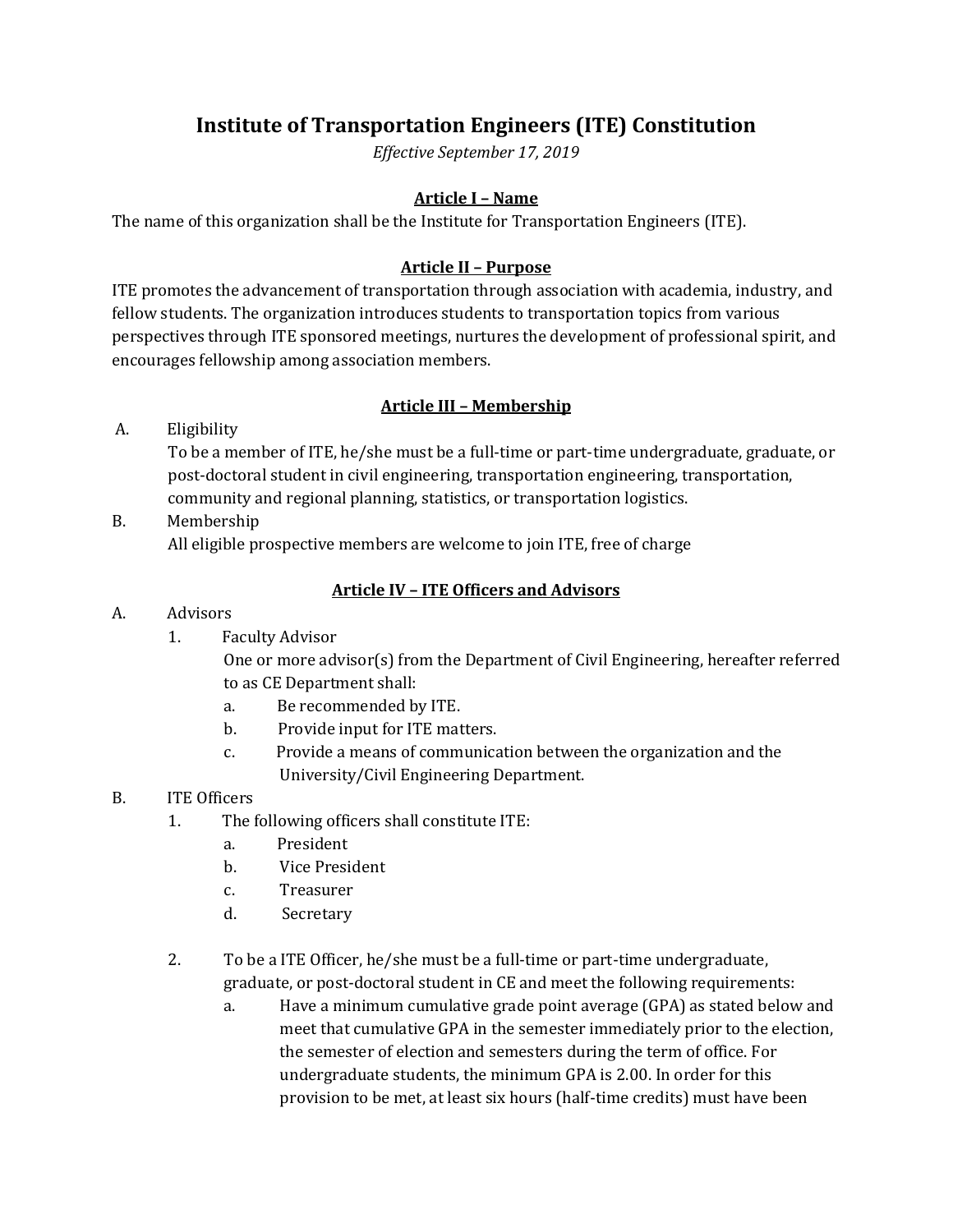# Institute of Transportation Engineers (ITE) Constitution

*Effective September 17, 2019*

## Article I – Name

The name of this organization shall be the Institute for Transportation Engineers (ITE).

## Article II – Purpose

ITE promotes the advancement of transportation through association with academia, industry, and fellow students. The organization introduces students to transportation topics from various perspectives through ITE sponsored meetings, nurtures the development of professional spirit, and encourages fellowship among association members.

## Article III – Membership

A. Eligibility

To be a member of ITE, he/she must be a full-time or part-time undergraduate, graduate, or post-doctoral student in civil engineering, transportation engineering, transportation, community and regional planning, statistics, or transportation logistics.

B. Membership

All eligible prospective members are welcome to join ITE, free of charge

## Article IV – ITE Officers and Advisors

A. Advisors

1. Faculty Advisor

   One or more advisor(s) from the Department of Civil Engineering, hereafter referred to as CE Department shall:

   a. Be recommended by ITE.

   b. Provide input for ITE matters.

   c. Provide a means of communication between the organization and the University/Civil Engineering Department.

B. ITE Officers

1. The following officers shall constitute ITE:

   a. President

   b. Vice President

   c. Treasurer

   d. Secretary

2. To be a ITE Officer, he/she must be a full-time or part-time undergraduate, graduate, or post-doctoral student in CE and meet the following requirements:

   a. Have a minimum cumulative grade point average (GPA) as stated below and meet that cumulative GPA in the semester immediately prior to the election, the semester of election and semesters during the term of office. For undergraduate students, the minimum GPA is 2.00. In order for this provision to be met, at least six hours (half-time credits) must have been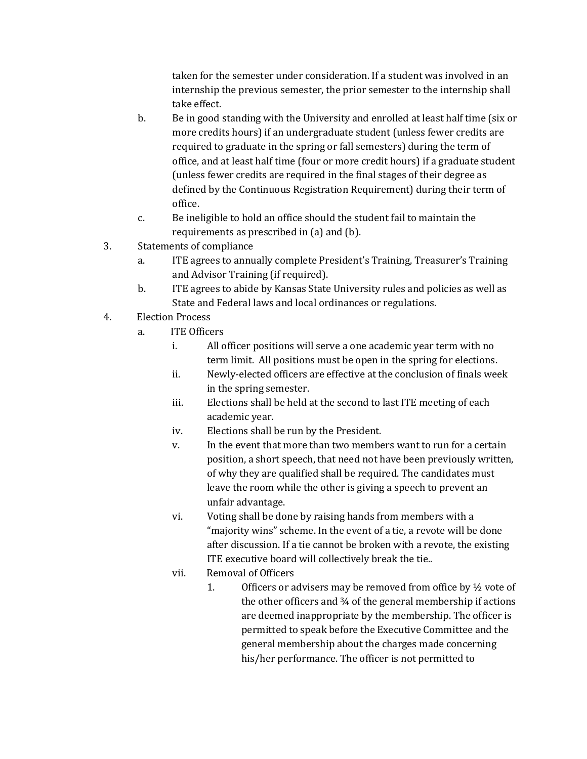taken for the semester under consideration. If a student was involved in an internship the previous semester, the prior semester to the internship shall take effect.

b. Be in good standing with the University and enrolled at least half time (six or more credits hours) if an undergraduate student (unless fewer credits are required to graduate in the spring or fall semesters) during the term of office, and at least half time (four or more credit hours) if a graduate student (unless fewer credits are required in the final stages of their degree as defined by the Continuous Registration Requirement) during their term of office.

c. Be ineligible to hold an office should the student fail to maintain the requirements as prescribed in (a) and (b).

3. Statements of compliance
   - a. ITE agrees to annually complete President's Training, Treasurer's Training and Advisor Training (if required).
   - b. ITE agrees to abide by Kansas State University rules and policies as well as State and Federal laws and local ordinances or regulations.
4. Election Process
   - a. ITE Officers
     - i. All officer positions will serve a one academic year term with no term limit. All positions must be open in the spring for elections.
     - ii. Newly-elected officers are effective at the conclusion of finals week in the spring semester.
     - iii. Elections shall be held at the second to last ITE meeting of each academic year.
     - iv. Elections shall be run by the President.
     - v. In the event that more than two members want to run for a certain position, a short speech, that need not have been previously written, of why they are qualified shall be required. The candidates must leave the room while the other is giving a speech to prevent an unfair advantage.
     - vi. Voting shall be done by raising hands from members with a "majority wins" scheme. In the event of a tie, a revote will be done after discussion. If a tie cannot be broken with a revote, the existing ITE executive board will collectively break the tie..
     - vii. Removal of Officers
       1. Officers or advisers may be removed from office by ½ vote of the other officers and ¾ of the general membership if actions are deemed inappropriate by the membership. The officer is permitted to speak before the Executive Committee and the general membership about the charges made concerning his/her performance. The officer is not permitted to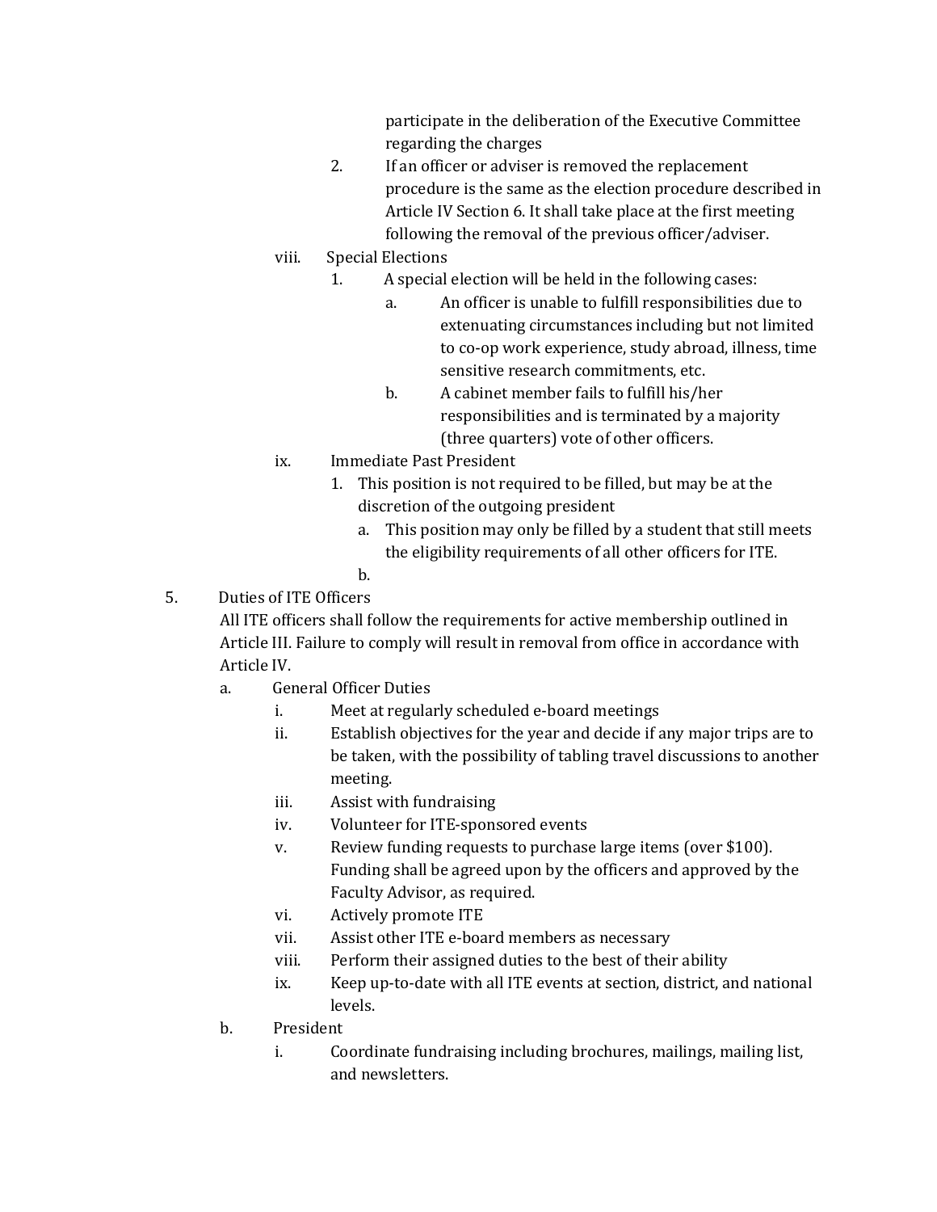participate in the deliberation of the Executive Committee regarding the charges

    2. If an officer or adviser is removed the replacement procedure is the same as the election procedure described in Article IV Section 6. It shall take place at the first meeting following the removal of the previous officer/adviser.

  viii. Special Elections
    1. A special election will be held in the following cases:
       a. An officer is unable to fulfill responsibilities due to extenuating circumstances including but not limited to co-op work experience, study abroad, illness, time sensitive research commitments, etc.
       b. A cabinet member fails to fulfill his/her responsibilities and is terminated by a majority (three quarters) vote of other officers.

  ix. Immediate Past President
    1. This position is not required to be filled, but may be at the discretion of the outgoing president
       a. This position may only be filled by a student that still meets the eligibility requirements of all other officers for ITE.
       b.

5. Duties of ITE Officers

All ITE officers shall follow the requirements for active membership outlined in Article III. Failure to comply will result in removal from office in accordance with Article IV.

  a. General Officer Duties
    i. Meet at regularly scheduled e-board meetings
    ii. Establish objectives for the year and decide if any major trips are to be taken, with the possibility of tabling travel discussions to another meeting.
    iii. Assist with fundraising
    iv. Volunteer for ITE-sponsored events
    v. Review funding requests to purchase large items (over $100). Funding shall be agreed upon by the officers and approved by the Faculty Advisor, as required.
    vi. Actively promote ITE
    vii. Assist other ITE e-board members as necessary
    viii. Perform their assigned duties to the best of their ability
    ix. Keep up-to-date with all ITE events at section, district, and national levels.

  b. President
    i. Coordinate fundraising including brochures, mailings, mailing list, and newsletters.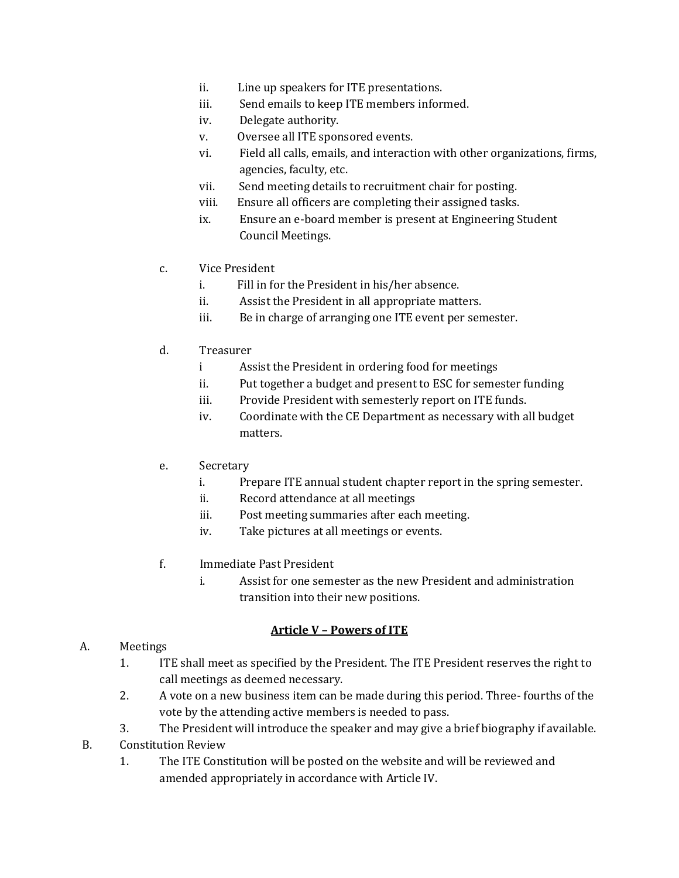ii. Line up speakers for ITE presentations.
iii. Send emails to keep ITE members informed.
iv. Delegate authority.
v. Oversee all ITE sponsored events.
vi. Field all calls, emails, and interaction with other organizations, firms, agencies, faculty, etc.
vii. Send meeting details to recruitment chair for posting.
viii. Ensure all officers are completing their assigned tasks.
ix. Ensure an e-board member is present at Engineering Student Council Meetings.

c. Vice President
   i. Fill in for the President in his/her absence.
   ii. Assist the President in all appropriate matters.
   iii. Be in charge of arranging one ITE event per semester.

d. Treasurer
   i Assist the President in ordering food for meetings
   ii. Put together a budget and present to ESC for semester funding
   iii. Provide President with semesterly report on ITE funds.
   iv. Coordinate with the CE Department as necessary with all budget matters.

e. Secretary
   i. Prepare ITE annual student chapter report in the spring semester.
   ii. Record attendance at all meetings
   iii. Post meeting summaries after each meeting.
   iv. Take pictures at all meetings or events.

f. Immediate Past President
   i. Assist for one semester as the new President and administration transition into their new positions.

## **Article V – Powers of ITE**

A. Meetings
   1. ITE shall meet as specified by the President. The ITE President reserves the right to call meetings as deemed necessary.
   2. A vote on a new business item can be made during this period. Three- fourths of the vote by the attending active members is needed to pass.
   3. The President will introduce the speaker and may give a brief biography if available.

B. Constitution Review
   1. The ITE Constitution will be posted on the website and will be reviewed and amended appropriately in accordance with Article IV.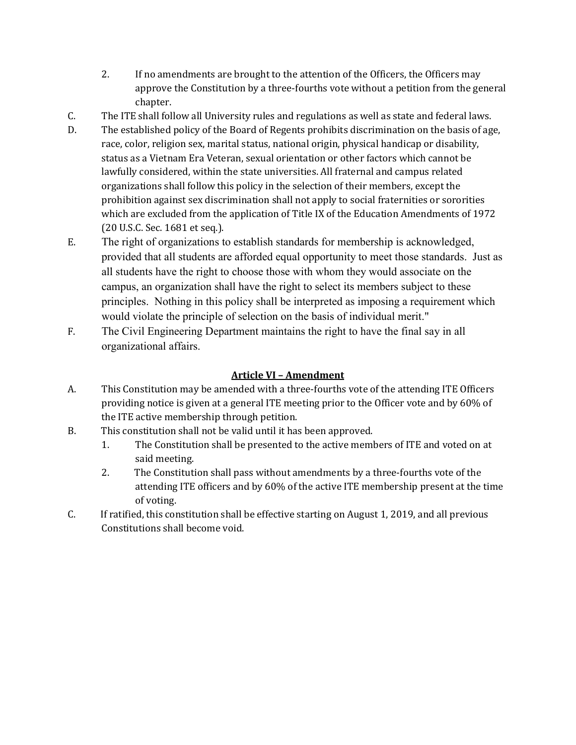2. If no amendments are brought to the attention of the Officers, the Officers may approve the Constitution by a three-fourths vote without a petition from the general chapter.

C. The ITE shall follow all University rules and regulations as well as state and federal laws.

D. The established policy of the Board of Regents prohibits discrimination on the basis of age, race, color, religion sex, marital status, national origin, physical handicap or disability, status as a Vietnam Era Veteran, sexual orientation or other factors which cannot be lawfully considered, within the state universities. All fraternal and campus related organizations shall follow this policy in the selection of their members, except the prohibition against sex discrimination shall not apply to social fraternities or sororities which are excluded from the application of Title IX of the Education Amendments of 1972 (20 U.S.C. Sec. 1681 et seq.).

E. The right of organizations to establish standards for membership is acknowledged, provided that all students are afforded equal opportunity to meet those standards. Just as all students have the right to choose those with whom they would associate on the campus, an organization shall have the right to select its members subject to these principles. Nothing in this policy shall be interpreted as imposing a requirement which would violate the principle of selection on the basis of individual merit."

F. The Civil Engineering Department maintains the right to have the final say in all organizational affairs.

## **Article VI – Amendment**

A. This Constitution may be amended with a three-fourths vote of the attending ITE Officers providing notice is given at a general ITE meeting prior to the Officer vote and by 60% of the ITE active membership through petition.

B. This constitution shall not be valid until it has been approved.

1. The Constitution shall be presented to the active members of ITE and voted on at said meeting.
2. The Constitution shall pass without amendments by a three-fourths vote of the attending ITE officers and by 60% of the active ITE membership present at the time of voting.

C. If ratified, this constitution shall be effective starting on August 1, 2019, and all previous Constitutions shall become void.